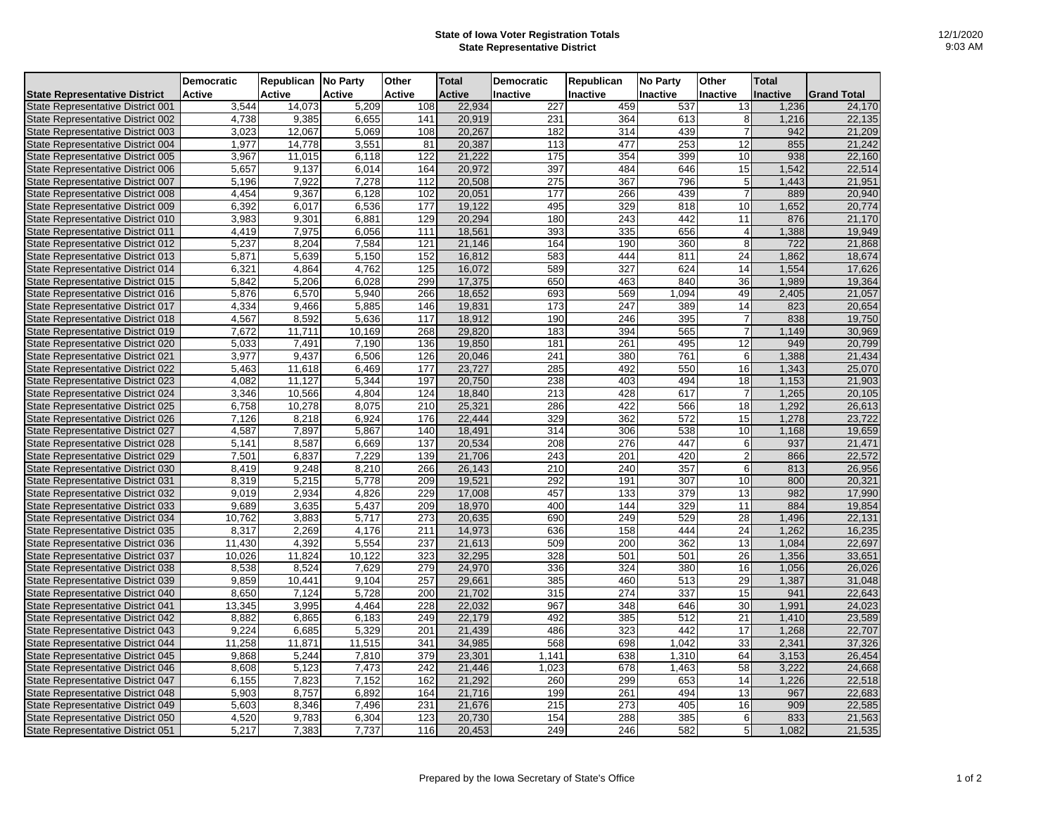# State of Iowa Voter Registration Totals
## State Representative District

12/1/2020
9:03 AM

| State Representative District | Democratic Active | Republican Active | No Party Active | Other Active | Total Active | Democratic Inactive | Republican Inactive | No Party Inactive | Other Inactive | Total Inactive | Grand Total |
|---|---|---|---|---|---|---|---|---|---|---|---|
| State Representative District 001 | 3,544 | 14,073 | 5,209 | 108 | 22,934 | 227 | 459 | 537 | 13 | 1,236 | 24,170 |
| State Representative District 002 | 4,738 | 9,385 | 6,655 | 141 | 20,919 | 231 | 364 | 613 | 8 | 1,216 | 22,135 |
| State Representative District 003 | 3,023 | 12,067 | 5,069 | 108 | 20,267 | 182 | 314 | 439 | 7 | 942 | 21,209 |
| State Representative District 004 | 1,977 | 14,778 | 3,551 | 81 | 20,387 | 113 | 477 | 253 | 12 | 855 | 21,242 |
| State Representative District 005 | 3,967 | 11,015 | 6,118 | 122 | 21,222 | 175 | 354 | 399 | 10 | 938 | 22,160 |
| State Representative District 006 | 5,657 | 9,137 | 6,014 | 164 | 20,972 | 397 | 484 | 646 | 15 | 1,542 | 22,514 |
| State Representative District 007 | 5,196 | 7,922 | 7,278 | 112 | 20,508 | 275 | 367 | 796 | 5 | 1,443 | 21,951 |
| State Representative District 008 | 4,454 | 9,367 | 6,128 | 102 | 20,051 | 177 | 266 | 439 | 7 | 889 | 20,940 |
| State Representative District 009 | 6,392 | 6,017 | 6,536 | 177 | 19,122 | 495 | 329 | 818 | 10 | 1,652 | 20,774 |
| State Representative District 010 | 3,983 | 9,301 | 6,881 | 129 | 20,294 | 180 | 243 | 442 | 11 | 876 | 21,170 |
| State Representative District 011 | 4,419 | 7,975 | 6,056 | 111 | 18,561 | 393 | 335 | 656 | 4 | 1,388 | 19,949 |
| State Representative District 012 | 5,237 | 8,204 | 7,584 | 121 | 21,146 | 164 | 190 | 360 | 8 | 722 | 21,868 |
| State Representative District 013 | 5,871 | 5,639 | 5,150 | 152 | 16,812 | 583 | 444 | 811 | 24 | 1,862 | 18,674 |
| State Representative District 014 | 6,321 | 4,864 | 4,762 | 125 | 16,072 | 589 | 327 | 624 | 14 | 1,554 | 17,626 |
| State Representative District 015 | 5,842 | 5,206 | 6,028 | 299 | 17,375 | 650 | 463 | 840 | 36 | 1,989 | 19,364 |
| State Representative District 016 | 5,876 | 6,570 | 5,940 | 266 | 18,652 | 693 | 569 | 1,094 | 49 | 2,405 | 21,057 |
| State Representative District 017 | 4,334 | 9,466 | 5,885 | 146 | 19,831 | 173 | 247 | 389 | 14 | 823 | 20,654 |
| State Representative District 018 | 4,567 | 8,592 | 5,636 | 117 | 18,912 | 190 | 246 | 395 | 7 | 838 | 19,750 |
| State Representative District 019 | 7,672 | 11,711 | 10,169 | 268 | 29,820 | 183 | 394 | 565 | 7 | 1,149 | 30,969 |
| State Representative District 020 | 5,033 | 7,491 | 7,190 | 136 | 19,850 | 181 | 261 | 495 | 12 | 949 | 20,799 |
| State Representative District 021 | 3,977 | 9,437 | 6,506 | 126 | 20,046 | 241 | 380 | 761 | 6 | 1,388 | 21,434 |
| State Representative District 022 | 5,463 | 11,618 | 6,469 | 177 | 23,727 | 285 | 492 | 550 | 16 | 1,343 | 25,070 |
| State Representative District 023 | 4,082 | 11,127 | 5,344 | 197 | 20,750 | 238 | 403 | 494 | 18 | 1,153 | 21,903 |
| State Representative District 024 | 3,346 | 10,566 | 4,804 | 124 | 18,840 | 213 | 428 | 617 | 7 | 1,265 | 20,105 |
| State Representative District 025 | 6,758 | 10,278 | 8,075 | 210 | 25,321 | 286 | 422 | 566 | 18 | 1,292 | 26,613 |
| State Representative District 026 | 7,126 | 8,218 | 6,924 | 176 | 22,444 | 329 | 362 | 572 | 15 | 1,278 | 23,722 |
| State Representative District 027 | 4,587 | 7,897 | 5,867 | 140 | 18,491 | 314 | 306 | 538 | 10 | 1,168 | 19,659 |
| State Representative District 028 | 5,141 | 8,587 | 6,669 | 137 | 20,534 | 208 | 276 | 447 | 6 | 937 | 21,471 |
| State Representative District 029 | 7,501 | 6,837 | 7,229 | 139 | 21,706 | 243 | 201 | 420 | 2 | 866 | 22,572 |
| State Representative District 030 | 8,419 | 9,248 | 8,210 | 266 | 26,143 | 210 | 240 | 357 | 6 | 813 | 26,956 |
| State Representative District 031 | 8,319 | 5,215 | 5,778 | 209 | 19,521 | 292 | 191 | 307 | 10 | 800 | 20,321 |
| State Representative District 032 | 9,019 | 2,934 | 4,826 | 229 | 17,008 | 457 | 133 | 379 | 13 | 982 | 17,990 |
| State Representative District 033 | 9,689 | 3,635 | 5,437 | 209 | 18,970 | 400 | 144 | 329 | 11 | 884 | 19,854 |
| State Representative District 034 | 10,762 | 3,883 | 5,717 | 273 | 20,635 | 690 | 249 | 529 | 28 | 1,496 | 22,131 |
| State Representative District 035 | 8,317 | 2,269 | 4,176 | 211 | 14,973 | 636 | 158 | 444 | 24 | 1,262 | 16,235 |
| State Representative District 036 | 11,430 | 4,392 | 5,554 | 237 | 21,613 | 509 | 200 | 362 | 13 | 1,084 | 22,697 |
| State Representative District 037 | 10,026 | 11,824 | 10,122 | 323 | 32,295 | 328 | 501 | 501 | 26 | 1,356 | 33,651 |
| State Representative District 038 | 8,538 | 8,524 | 7,629 | 279 | 24,970 | 336 | 324 | 380 | 16 | 1,056 | 26,026 |
| State Representative District 039 | 9,859 | 10,441 | 9,104 | 257 | 29,661 | 385 | 460 | 513 | 29 | 1,387 | 31,048 |
| State Representative District 040 | 8,650 | 7,124 | 5,728 | 200 | 21,702 | 315 | 274 | 337 | 15 | 941 | 22,643 |
| State Representative District 041 | 13,345 | 3,995 | 4,464 | 228 | 22,032 | 967 | 348 | 646 | 30 | 1,991 | 24,023 |
| State Representative District 042 | 8,882 | 6,865 | 6,183 | 249 | 22,179 | 492 | 385 | 512 | 21 | 1,410 | 23,589 |
| State Representative District 043 | 9,224 | 6,685 | 5,329 | 201 | 21,439 | 486 | 323 | 442 | 17 | 1,268 | 22,707 |
| State Representative District 044 | 11,258 | 11,871 | 11,515 | 341 | 34,985 | 568 | 698 | 1,042 | 33 | 2,341 | 37,326 |
| State Representative District 045 | 9,868 | 5,244 | 7,810 | 379 | 23,301 | 1,141 | 638 | 1,310 | 64 | 3,153 | 26,454 |
| State Representative District 046 | 8,608 | 5,123 | 7,473 | 242 | 21,446 | 1,023 | 678 | 1,463 | 58 | 3,222 | 24,668 |
| State Representative District 047 | 6,155 | 7,823 | 7,152 | 162 | 21,292 | 260 | 299 | 653 | 14 | 1,226 | 22,518 |
| State Representative District 048 | 5,903 | 8,757 | 6,892 | 164 | 21,716 | 199 | 261 | 494 | 13 | 967 | 22,683 |
| State Representative District 049 | 5,603 | 8,346 | 7,496 | 231 | 21,676 | 215 | 273 | 405 | 16 | 909 | 22,585 |
| State Representative District 050 | 4,520 | 9,783 | 6,304 | 123 | 20,730 | 154 | 288 | 385 | 6 | 833 | 21,563 |
| State Representative District 051 | 5,217 | 7,383 | 7,737 | 116 | 20,453 | 249 | 246 | 582 | 5 | 1,082 | 21,535 |

Prepared by the Iowa Secretary of State's Office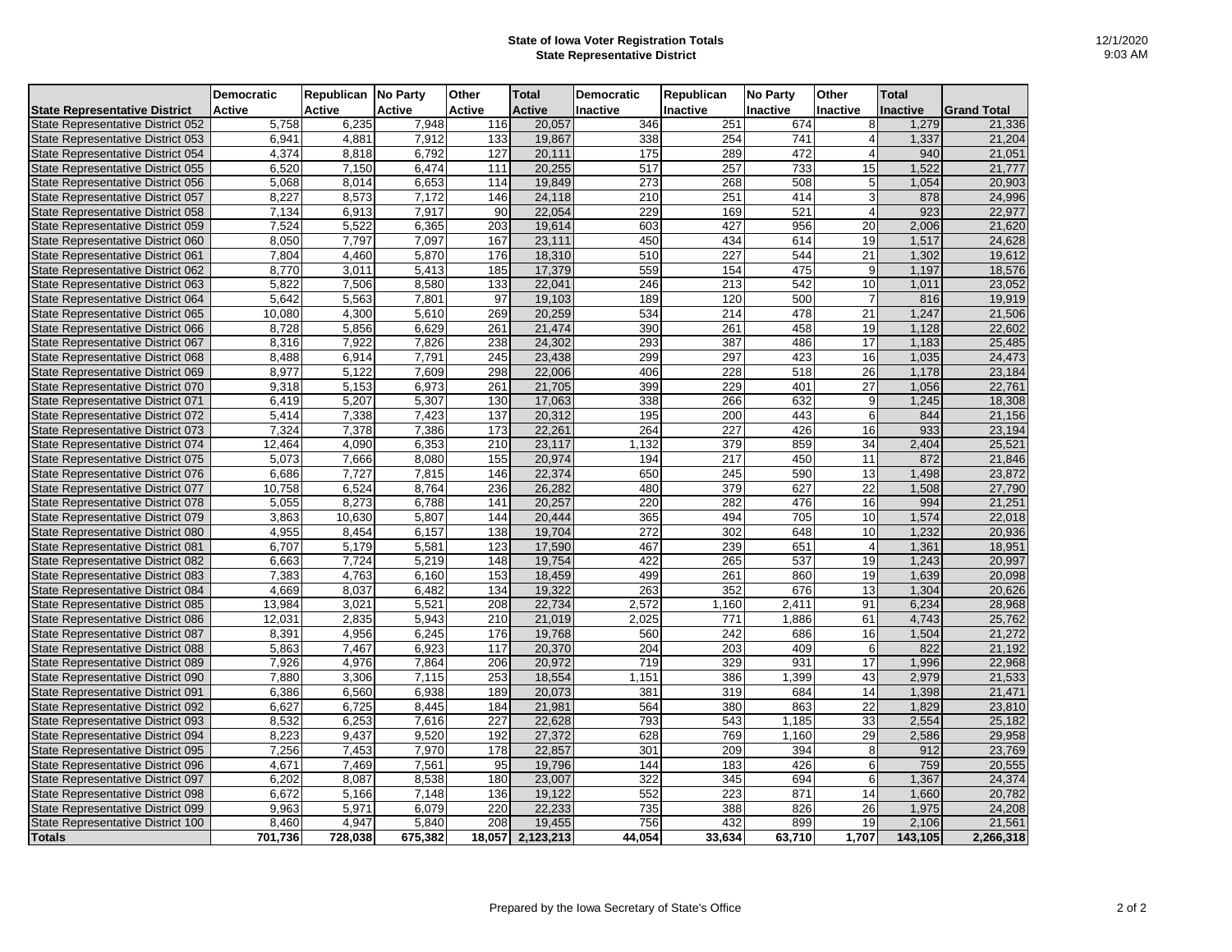**State of Iowa Voter Registration Totals**
**State Representative District**

12/1/2020
9:03 AM

| State Representative District | Democratic Active | Republican Active | No Party Active | Other Active | Total Active | Democratic Inactive | Republican Inactive | No Party Inactive | Other Inactive | Total Inactive | Grand Total |
|---|---|---|---|---|---|---|---|---|---|---|---|
| State Representative District 052 | 5,758 | 6,235 | 7,948 | 116 | 20,057 | 346 | 251 | 674 | 8 | 1,279 | 21,336 |
| State Representative District 053 | 6,941 | 4,881 | 7,912 | 133 | 19,867 | 338 | 254 | 741 | 4 | 1,337 | 21,204 |
| State Representative District 054 | 4,374 | 8,818 | 6,792 | 127 | 20,111 | 175 | 289 | 472 | 4 | 940 | 21,051 |
| State Representative District 055 | 6,520 | 7,150 | 6,474 | 111 | 20,255 | 517 | 257 | 733 | 15 | 1,522 | 21,777 |
| State Representative District 056 | 5,068 | 8,014 | 6,653 | 114 | 19,849 | 273 | 268 | 508 | 5 | 1,054 | 20,903 |
| State Representative District 057 | 8,227 | 8,573 | 7,172 | 146 | 24,118 | 210 | 251 | 414 | 3 | 878 | 24,996 |
| State Representative District 058 | 7,134 | 6,913 | 7,917 | 90 | 22,054 | 229 | 169 | 521 | 4 | 923 | 22,977 |
| State Representative District 059 | 7,524 | 5,522 | 6,365 | 203 | 19,614 | 603 | 427 | 956 | 20 | 2,006 | 21,620 |
| State Representative District 060 | 8,050 | 7,797 | 7,097 | 167 | 23,111 | 450 | 434 | 614 | 19 | 1,517 | 24,628 |
| State Representative District 061 | 7,804 | 4,460 | 5,870 | 176 | 18,310 | 510 | 227 | 544 | 21 | 1,302 | 19,612 |
| State Representative District 062 | 8,770 | 3,011 | 5,413 | 185 | 17,379 | 559 | 154 | 475 | 9 | 1,197 | 18,576 |
| State Representative District 063 | 5,822 | 7,506 | 8,580 | 133 | 22,041 | 246 | 213 | 542 | 10 | 1,011 | 23,052 |
| State Representative District 064 | 5,642 | 5,563 | 7,801 | 97 | 19,103 | 189 | 120 | 500 | 7 | 816 | 19,919 |
| State Representative District 065 | 10,080 | 4,300 | 5,610 | 269 | 20,259 | 534 | 214 | 478 | 21 | 1,247 | 21,506 |
| State Representative District 066 | 8,728 | 5,856 | 6,629 | 261 | 21,474 | 390 | 261 | 458 | 19 | 1,128 | 22,602 |
| State Representative District 067 | 8,316 | 7,922 | 7,826 | 238 | 24,302 | 293 | 387 | 486 | 17 | 1,183 | 25,485 |
| State Representative District 068 | 8,488 | 6,914 | 7,791 | 245 | 23,438 | 299 | 297 | 423 | 16 | 1,035 | 24,473 |
| State Representative District 069 | 8,977 | 5,122 | 7,609 | 298 | 22,006 | 406 | 228 | 518 | 26 | 1,178 | 23,184 |
| State Representative District 070 | 9,318 | 5,153 | 6,973 | 261 | 21,705 | 399 | 229 | 401 | 27 | 1,056 | 22,761 |
| State Representative District 071 | 6,419 | 5,207 | 5,307 | 130 | 17,063 | 338 | 266 | 632 | 9 | 1,245 | 18,308 |
| State Representative District 072 | 5,414 | 7,338 | 7,423 | 137 | 20,312 | 195 | 200 | 443 | 6 | 844 | 21,156 |
| State Representative District 073 | 7,324 | 7,378 | 7,386 | 173 | 22,261 | 264 | 227 | 426 | 16 | 933 | 23,194 |
| State Representative District 074 | 12,464 | 4,090 | 6,353 | 210 | 23,117 | 1,132 | 379 | 859 | 34 | 2,404 | 25,521 |
| State Representative District 075 | 5,073 | 7,666 | 8,080 | 155 | 20,974 | 194 | 217 | 450 | 11 | 872 | 21,846 |
| State Representative District 076 | 6,686 | 7,727 | 7,815 | 146 | 22,374 | 650 | 245 | 590 | 13 | 1,498 | 23,872 |
| State Representative District 077 | 10,758 | 6,524 | 8,764 | 236 | 26,282 | 480 | 379 | 627 | 22 | 1,508 | 27,790 |
| State Representative District 078 | 5,055 | 8,273 | 6,788 | 141 | 20,257 | 220 | 282 | 476 | 16 | 994 | 21,251 |
| State Representative District 079 | 3,863 | 10,630 | 5,807 | 144 | 20,444 | 365 | 494 | 705 | 10 | 1,574 | 22,018 |
| State Representative District 080 | 4,955 | 8,454 | 6,157 | 138 | 19,704 | 272 | 302 | 648 | 10 | 1,232 | 20,936 |
| State Representative District 081 | 6,707 | 5,179 | 5,581 | 123 | 17,590 | 467 | 239 | 651 | 4 | 1,361 | 18,951 |
| State Representative District 082 | 6,663 | 7,724 | 5,219 | 148 | 19,754 | 422 | 265 | 537 | 19 | 1,243 | 20,997 |
| State Representative District 083 | 7,383 | 4,763 | 6,160 | 153 | 18,459 | 499 | 261 | 860 | 19 | 1,639 | 20,098 |
| State Representative District 084 | 4,669 | 8,037 | 6,482 | 134 | 19,322 | 263 | 352 | 676 | 13 | 1,304 | 20,626 |
| State Representative District 085 | 13,984 | 3,021 | 5,521 | 208 | 22,734 | 2,572 | 1,160 | 2,411 | 91 | 6,234 | 28,968 |
| State Representative District 086 | 12,031 | 2,835 | 5,943 | 210 | 21,019 | 2,025 | 771 | 1,886 | 61 | 4,743 | 25,762 |
| State Representative District 087 | 8,391 | 4,956 | 6,245 | 176 | 19,768 | 560 | 242 | 686 | 16 | 1,504 | 21,272 |
| State Representative District 088 | 5,863 | 7,467 | 6,923 | 117 | 20,370 | 204 | 203 | 409 | 6 | 822 | 21,192 |
| State Representative District 089 | 7,926 | 4,976 | 7,864 | 206 | 20,972 | 719 | 329 | 931 | 17 | 1,996 | 22,968 |
| State Representative District 090 | 7,880 | 3,306 | 7,115 | 253 | 18,554 | 1,151 | 386 | 1,399 | 43 | 2,979 | 21,533 |
| State Representative District 091 | 6,386 | 6,560 | 6,938 | 189 | 20,073 | 381 | 319 | 684 | 14 | 1,398 | 21,471 |
| State Representative District 092 | 6,627 | 6,725 | 8,445 | 184 | 21,981 | 564 | 380 | 863 | 22 | 1,829 | 23,810 |
| State Representative District 093 | 8,532 | 6,253 | 7,616 | 227 | 22,628 | 793 | 543 | 1,185 | 33 | 2,554 | 25,182 |
| State Representative District 094 | 8,223 | 9,437 | 9,520 | 192 | 27,372 | 628 | 769 | 1,160 | 29 | 2,586 | 29,958 |
| State Representative District 095 | 7,256 | 7,453 | 7,970 | 178 | 22,857 | 301 | 209 | 394 | 8 | 912 | 23,769 |
| State Representative District 096 | 4,671 | 7,469 | 7,561 | 95 | 19,796 | 144 | 183 | 426 | 6 | 759 | 20,555 |
| State Representative District 097 | 6,202 | 8,087 | 8,538 | 180 | 23,007 | 322 | 345 | 694 | 6 | 1,367 | 24,374 |
| State Representative District 098 | 6,672 | 5,166 | 7,148 | 136 | 19,122 | 552 | 223 | 871 | 14 | 1,660 | 20,782 |
| State Representative District 099 | 9,963 | 5,971 | 6,079 | 220 | 22,233 | 735 | 388 | 826 | 26 | 1,975 | 24,208 |
| State Representative District 100 | 8,460 | 4,947 | 5,840 | 208 | 19,455 | 756 | 432 | 899 | 19 | 2,106 | 21,561 |
| **Totals** | **701,736** | **728,038** | **675,382** | **18,057** | **2,123,213** | **44,054** | **33,634** | **63,710** | **1,707** | **143,105** | **2,266,318** |

Prepared by the Iowa Secretary of State's Office